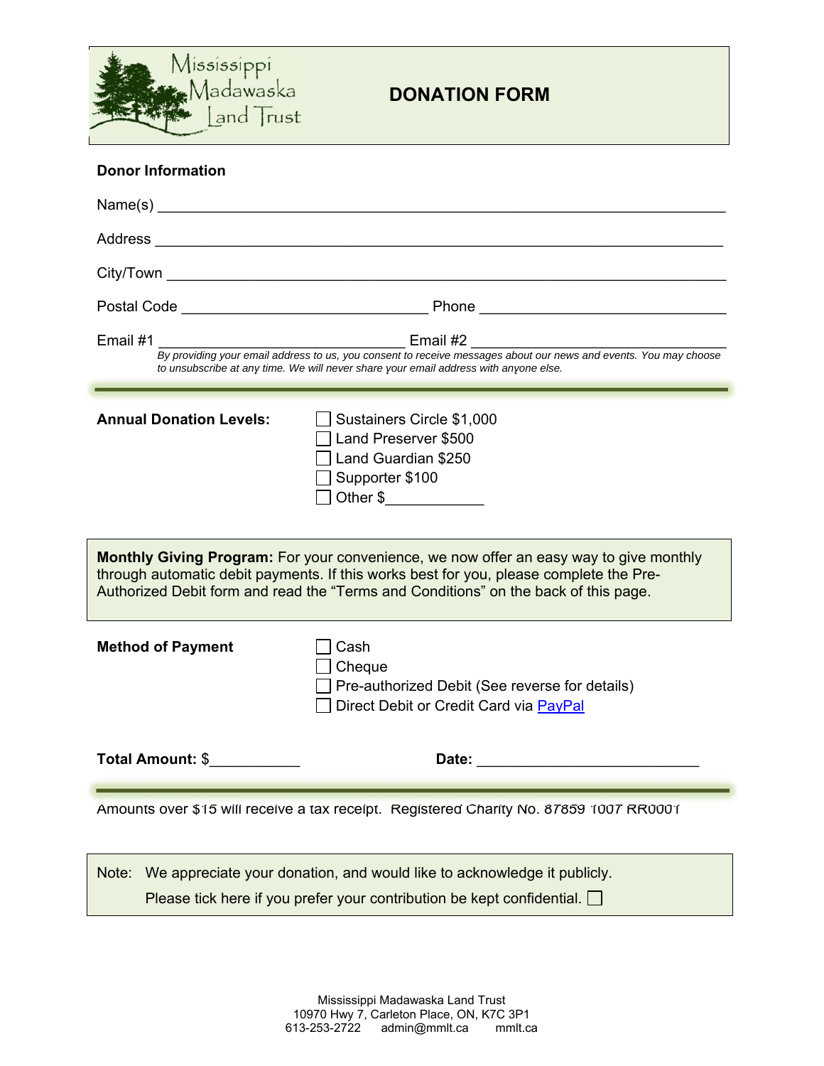Mississippi Madawaska Land Trust

# DONATION FORM

**Donor Information**

Name(s) ______________________________________________________________

Address ______________________________________________________________

City/Town ____________________________________________________________

Postal Code ___________________________ Phone ___________________________

Email #1 ___________________________ Email #2 ___________________________

*By providing your email address to us, you consent to receive messages about our news and events. You may choose to unsubscribe at any time. We will never share your email address with anyone else.*

---

**Annual Donation Levels:**

- ☐ Sustainers Circle $1,000
- ☐ Land Preserver $500
- ☐ Land Guardian $250
- ☐ Supporter $100
- ☐ Other $___________

**Monthly Giving Program:** For your convenience, we now offer an easy way to give monthly through automatic debit payments. If this works best for you, please complete the Pre-Authorized Debit form and read the "Terms and Conditions" on the back of this page.

**Method of Payment**

- ☐ Cash
- ☐ Cheque
- ☐ Pre-authorized Debit (See reverse for details)
- ☐ Direct Debit or Credit Card via PayPal

**Total Amount:** $__________ **Date:** _________________________

---

Amounts over $15 will receive a tax receipt. Registered Charity No. 87859 1007 RR0001

Note: We appreciate your donation, and would like to acknowledge it publicly.
Please tick here if you prefer your contribution be kept confidential. ☐

Mississippi Madawaska Land Trust
10970 Hwy 7, Carleton Place, ON, K7C 3P1
613-253-2722 admin@mmlt.ca mmlt.ca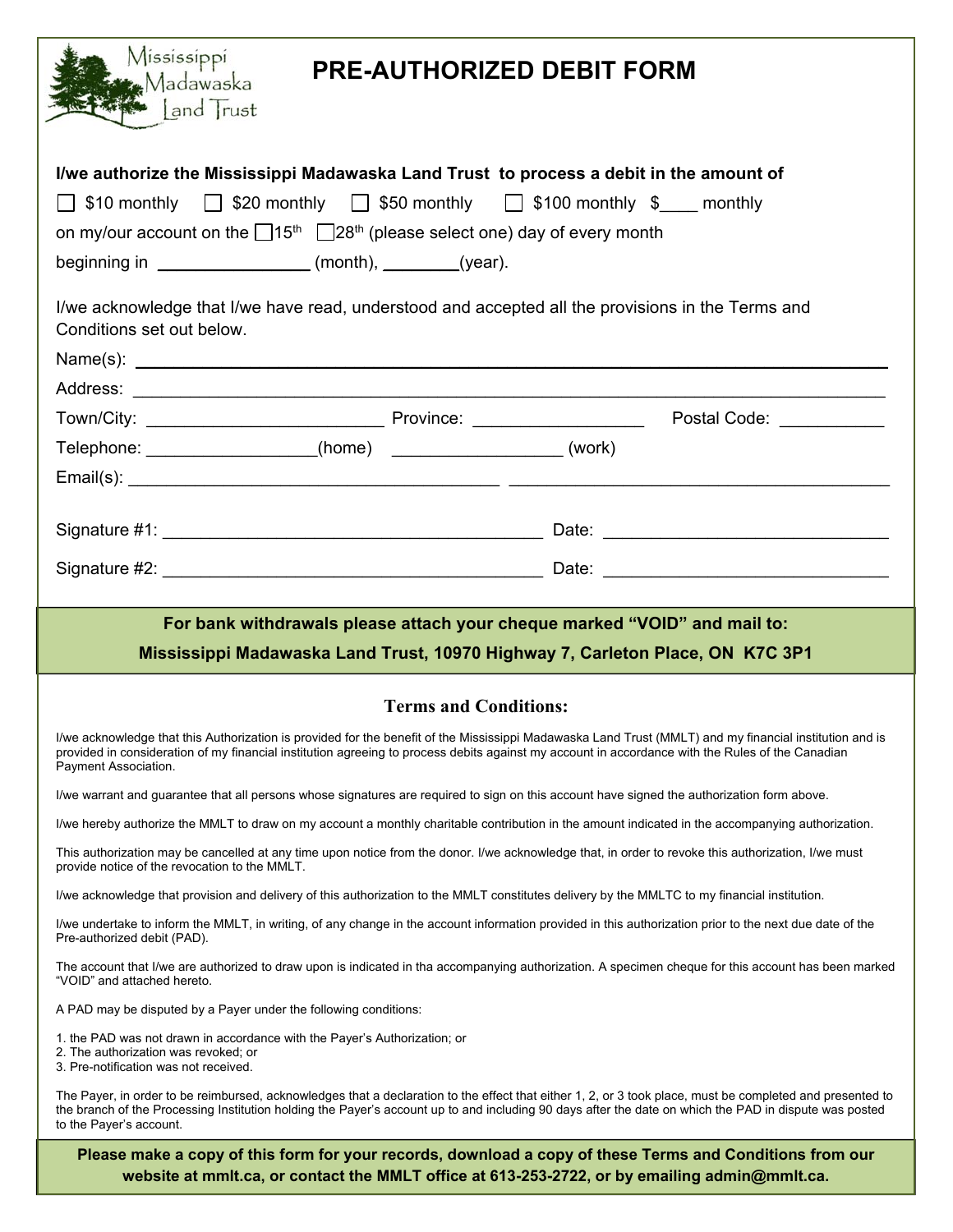Mississippi Madawaska Land Trust

# PRE-AUTHORIZED DEBIT FORM

**I/we authorize the Mississippi Madawaska Land Trust to process a debit in the amount of**

☐ $10 monthly ☐ $20 monthly ☐ $50 monthly ☐ $100 monthly $____ monthly

on my/our account on the ☐15th ☐28th (please select one) day of every month

beginning in ________________ (month), ________(year).

I/we acknowledge that I/we have read, understood and accepted all the provisions in the Terms and Conditions set out below.

Name(s): ____________________________________________

Address: ____________________________________________

Town/City: ________________________ Province: __________________ Postal Code: ___________

Telephone: _________________(home) _________________ (work)

Email(s): ______________________________________ ______________________________________

Signature #1: ______________________________________ Date: ____________________________

Signature #2: ______________________________________ Date: ____________________________

**For bank withdrawals please attach your cheque marked "VOID" and mail to:**

**Mississippi Madawaska Land Trust, 10970 Highway 7, Carleton Place, ON K7C 3P1**

## Terms and Conditions:

I/we acknowledge that this Authorization is provided for the benefit of the Mississippi Madawaska Land Trust (MMLT) and my financial institution and is provided in consideration of my financial institution agreeing to process debits against my account in accordance with the Rules of the Canadian Payment Association.

I/we warrant and guarantee that all persons whose signatures are required to sign on this account have signed the authorization form above.

I/we hereby authorize the MMLT to draw on my account a monthly charitable contribution in the amount indicated in the accompanying authorization.

This authorization may be cancelled at any time upon notice from the donor. I/we acknowledge that, in order to revoke this authorization, I/we must provide notice of the revocation to the MMLT.

I/we acknowledge that provision and delivery of this authorization to the MMLT constitutes delivery by the MMLTC to my financial institution.

I/we undertake to inform the MMLT, in writing, of any change in the account information provided in this authorization prior to the next due date of the Pre-authorized debit (PAD).

The account that I/we are authorized to draw upon is indicated in tha accompanying authorization. A specimen cheque for this account has been marked "VOID" and attached hereto.

A PAD may be disputed by a Payer under the following conditions:

1. the PAD was not drawn in accordance with the Payer's Authorization; or
2. The authorization was revoked; or
3. Pre-notification was not received.

The Payer, in order to be reimbursed, acknowledges that a declaration to the effect that either 1, 2, or 3 took place, must be completed and presented to the branch of the Processing Institution holding the Payer's account up to and including 90 days after the date on which the PAD in dispute was posted to the Payer's account.

**Please make a copy of this form for your records, download a copy of these Terms and Conditions from our website at mmlt.ca, or contact the MMLT office at 613-253-2722, or by emailing admin@mmlt.ca.**